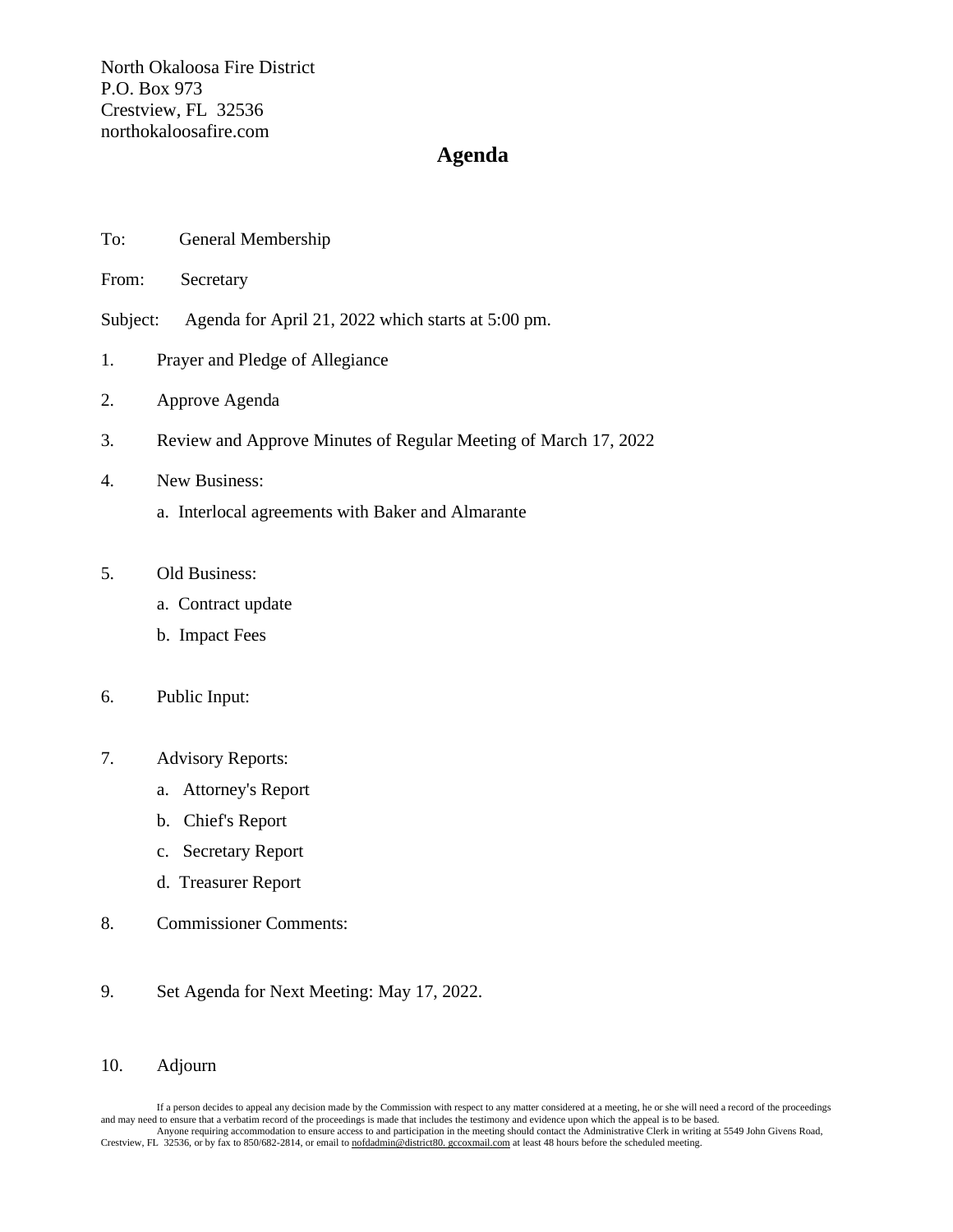North Okaloosa Fire District
P.O. Box 973
Crestview, FL 32536
northokaloosafire.com

# Agenda

To: General Membership

From: Secretary

Subject: Agenda for April 21, 2022 which starts at 5:00 pm.

1. Prayer and Pledge of Allegiance

2. Approve Agenda

3. Review and Approve Minutes of Regular Meeting of March 17, 2022

4. New Business:
   - a. Interlocal agreements with Baker and Almarante

5. Old Business:
   - a. Contract update
   - b. Impact Fees

6. Public Input:

7. Advisory Reports:
   - a. Attorney's Report
   - b. Chief's Report
   - c. Secretary Report
   - d. Treasurer Report

8. Commissioner Comments:

9. Set Agenda for Next Meeting: May 17, 2022.

10. Adjourn

If a person decides to appeal any decision made by the Commission with respect to any matter considered at a meeting, he or she will need a record of the proceedings and may need to ensure that a verbatim record of the proceedings is made that includes the testimony and evidence upon which the appeal is to be based.
Anyone requiring accommodation to ensure access to and participation in the meeting should contact the Administrative Clerk in writing at 5549 John Givens Road, Crestview, FL 32536, or by fax to 850/682-2814, or email to nofdadmin@district80. gccoxmail.com at least 48 hours before the scheduled meeting.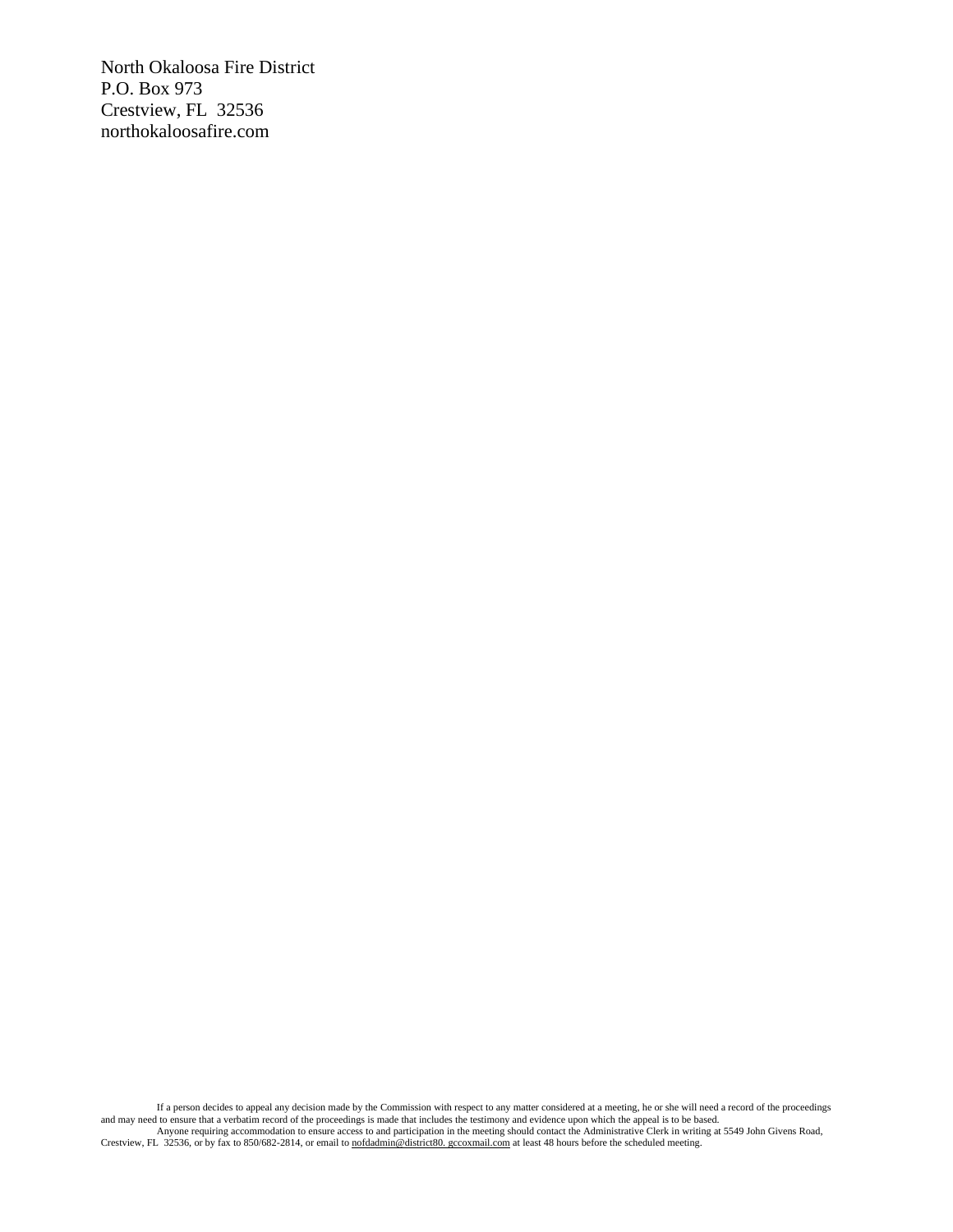North Okaloosa Fire District
P.O. Box 973
Crestview, FL 32536
northokaloosafire.com

If a person decides to appeal any decision made by the Commission with respect to any matter considered at a meeting, he or she will need a record of the proceedings and may need to ensure that a verbatim record of the proceedings is made that includes the testimony and evidence upon which the appeal is to be based.

Anyone requiring accommodation to ensure access to and participation in the meeting should contact the Administrative Clerk in writing at 5549 John Givens Road, Crestview, FL 32536, or by fax to 850/682-2814, or email to nofdadmin@district80. gccoxmail.com at least 48 hours before the scheduled meeting.